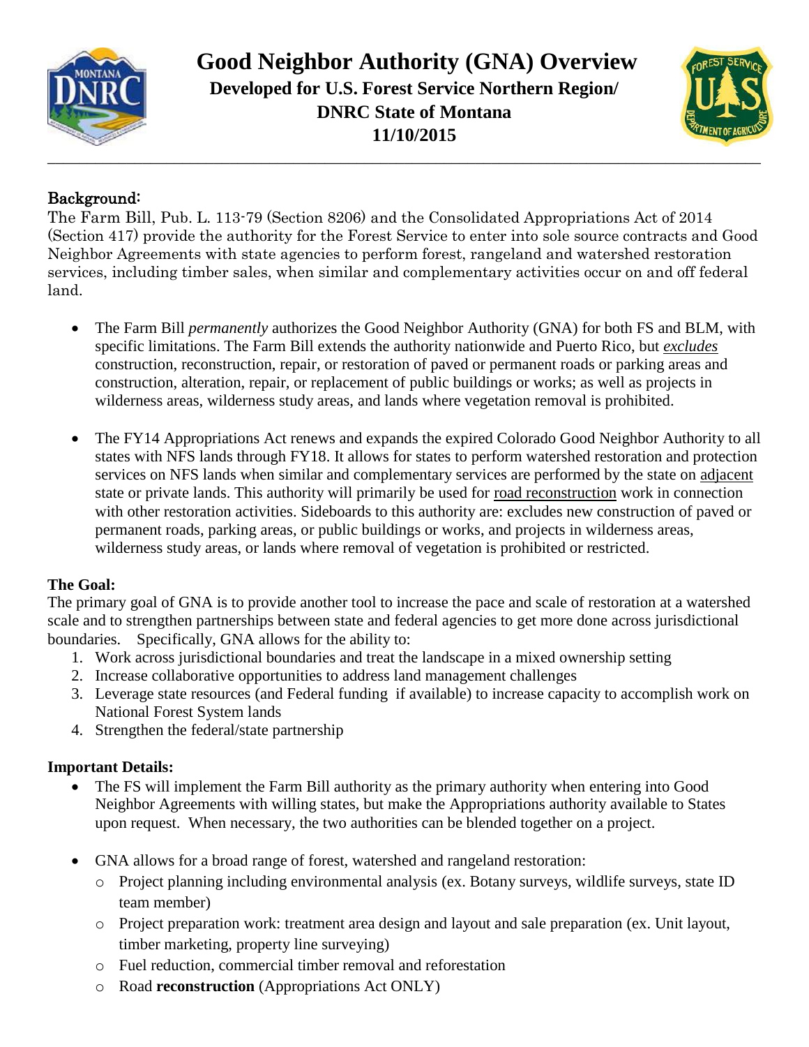# Good Neighbor Authority (GNA) Overview

**Developed for U.S. Forest Service Northern Region/ DNRC State of Montana 11/10/2015**

## Background:

The Farm Bill, Pub. L. 113-79 (Section 8206) and the Consolidated Appropriations Act of 2014 (Section 417) provide the authority for the Forest Service to enter into sole source contracts and Good Neighbor Agreements with state agencies to perform forest, rangeland and watershed restoration services, including timber sales, when similar and complementary activities occur on and off federal land.

- The Farm Bill *permanently* authorizes the Good Neighbor Authority (GNA) for both FS and BLM, with specific limitations. The Farm Bill extends the authority nationwide and Puerto Rico, but *excludes* construction, reconstruction, repair, or restoration of paved or permanent roads or parking areas and construction, alteration, repair, or replacement of public buildings or works; as well as projects in wilderness areas, wilderness study areas, and lands where vegetation removal is prohibited.

- The FY14 Appropriations Act renews and expands the expired Colorado Good Neighbor Authority to all states with NFS lands through FY18. It allows for states to perform watershed restoration and protection services on NFS lands when similar and complementary services are performed by the state on adjacent state or private lands. This authority will primarily be used for road reconstruction work in connection with other restoration activities. Sideboards to this authority are: excludes new construction of paved or permanent roads, parking areas, or public buildings or works, and projects in wilderness areas, wilderness study areas, or lands where removal of vegetation is prohibited or restricted.

## The Goal:

The primary goal of GNA is to provide another tool to increase the pace and scale of restoration at a watershed scale and to strengthen partnerships between state and federal agencies to get more done across jurisdictional boundaries. Specifically, GNA allows for the ability to:

1. Work across jurisdictional boundaries and treat the landscape in a mixed ownership setting
2. Increase collaborative opportunities to address land management challenges
3. Leverage state resources (and Federal funding if available) to increase capacity to accomplish work on National Forest System lands
4. Strengthen the federal/state partnership

## Important Details:

- The FS will implement the Farm Bill authority as the primary authority when entering into Good Neighbor Agreements with willing states, but make the Appropriations authority available to States upon request. When necessary, the two authorities can be blended together on a project.

- GNA allows for a broad range of forest, watershed and rangeland restoration:
  - Project planning including environmental analysis (ex. Botany surveys, wildlife surveys, state ID team member)
  - Project preparation work: treatment area design and layout and sale preparation (ex. Unit layout, timber marketing, property line surveying)
  - Fuel reduction, commercial timber removal and reforestation
  - Road **reconstruction** (Appropriations Act ONLY)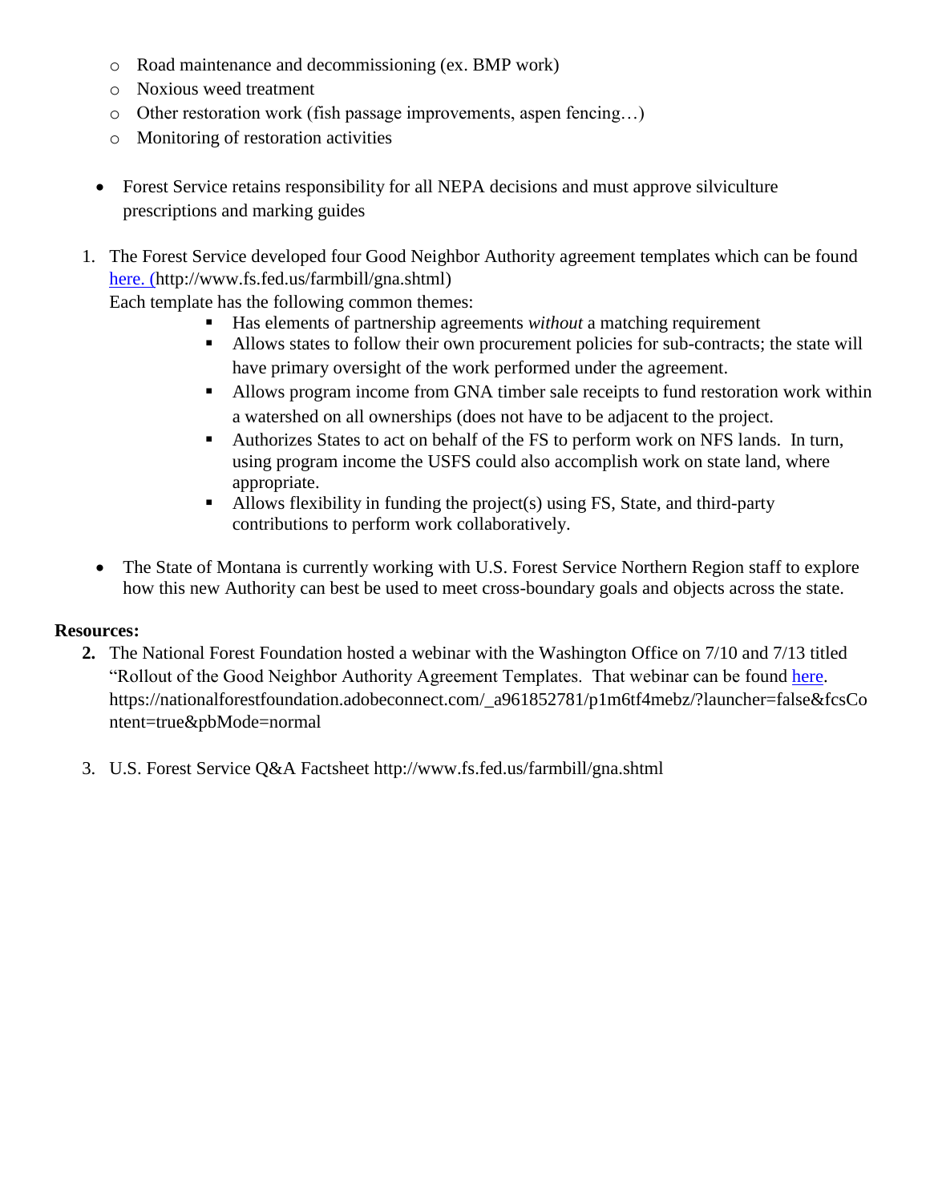- Road maintenance and decommissioning (ex. BMP work)
  - Noxious weed treatment
  - Other restoration work (fish passage improvements, aspen fencing…)
  - Monitoring of restoration activities

- Forest Service retains responsibility for all NEPA decisions and must approve silviculture prescriptions and marking guides

1. The Forest Service developed four Good Neighbor Authority agreement templates which can be found [here. (](http://www.fs.fed.us/farmbill/gna.shtml)http://www.fs.fed.us/farmbill/gna.shtml)
   Each template has the following common themes:
   - Has elements of partnership agreements *without* a matching requirement
   - Allows states to follow their own procurement policies for sub-contracts; the state will have primary oversight of the work performed under the agreement.
   - Allows program income from GNA timber sale receipts to fund restoration work within a watershed on all ownerships (does not have to be adjacent to the project.
   - Authorizes States to act on behalf of the FS to perform work on NFS lands. In turn, using program income the USFS could also accomplish work on state land, where appropriate.
   - Allows flexibility in funding the project(s) using FS, State, and third-party contributions to perform work collaboratively.

- The State of Montana is currently working with U.S. Forest Service Northern Region staff to explore how this new Authority can best be used to meet cross-boundary goals and objects across the state.

**Resources:**

2. The National Forest Foundation hosted a webinar with the Washington Office on 7/10 and 7/13 titled "Rollout of the Good Neighbor Authority Agreement Templates. That webinar can be found [here](https://nationalforestfoundation.adobeconnect.com/_a961852781/p1m6tf4mebz/?launcher=false&fcsContent=true&pbMode=normal). https://nationalforestfoundation.adobeconnect.com/_a961852781/p1m6tf4mebz/?launcher=false&fcsContent=true&pbMode=normal

3. U.S. Forest Service Q&A Factsheet http://www.fs.fed.us/farmbill/gna.shtml